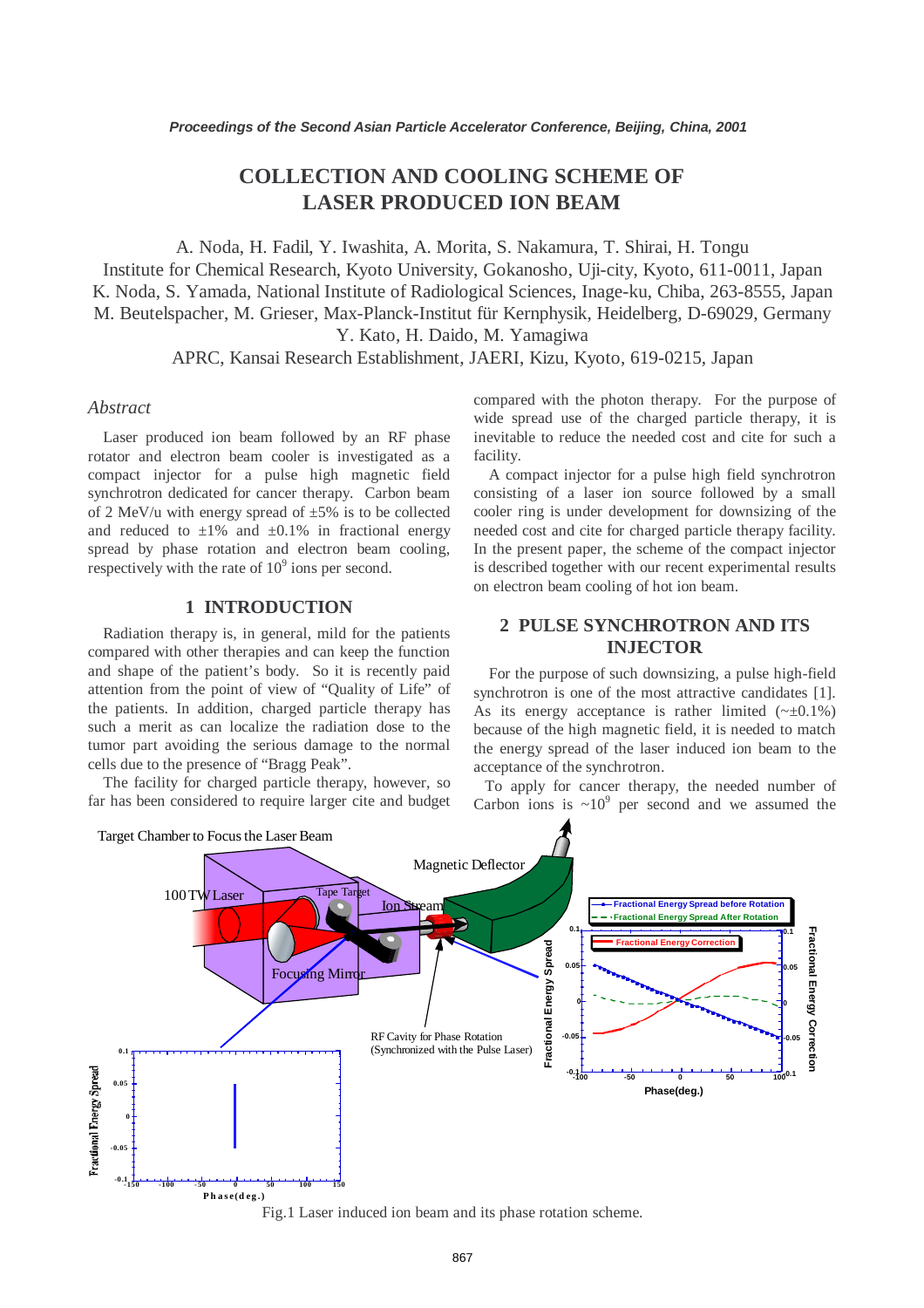# COLLECTION AND COOLING SCHEME OF LASER PRODUCED ION BEAM

A. Noda, H. Fadil, Y. Iwashita, A. Morita, S. Nakamura, T. Shirai, H. Tongu
Institute for Chemical Research, Kyoto University, Gokanosho, Uji-city, Kyoto, 611-0011, Japan
K. Noda, S. Yamada, National Institute of Radiological Sciences, Inage-ku, Chiba, 263-8555, Japan
M. Beutelspacher, M. Grieser, Max-Planck-Institut für Kernphysik, Heidelberg, D-69029, Germany
Y. Kato, H. Daido, M. Yamagiwa
APRC, Kansai Research Establishment, JAERI, Kizu, Kyoto, 619-0215, Japan

## *Abstract*

Laser produced ion beam followed by an RF phase rotator and electron beam cooler is investigated as a compact injector for a pulse high magnetic field synchrotron dedicated for cancer therapy. Carbon beam of 2 MeV/u with energy spread of ±5% is to be collected and reduced to ±1% and ±0.1% in fractional energy spread by phase rotation and electron beam cooling, respectively with the rate of $10^9$ ions per second.

## 1 INTRODUCTION

Radiation therapy is, in general, mild for the patients compared with other therapies and can keep the function and shape of the patient's body. So it is recently paid attention from the point of view of "Quality of Life" of the patients. In addition, charged particle therapy has such a merit as can localize the radiation dose to the tumor part avoiding the serious damage to the normal cells due to the presence of "Bragg Peak".

The facility for charged particle therapy, however, so far has been considered to require larger cite and budget compared with the photon therapy. For the purpose of wide spread use of the charged particle therapy, it is inevitable to reduce the needed cost and cite for such a facility.

A compact injector for a pulse high field synchrotron consisting of a laser ion source followed by a small cooler ring is under development for downsizing of the needed cost and cite for charged particle therapy facility. In the present paper, the scheme of the compact injector is described together with our recent experimental results on electron beam cooling of hot ion beam.

## 2 PULSE SYNCHROTRON AND ITS INJECTOR

For the purpose of such downsizing, a pulse high-field synchrotron is one of the most attractive candidates [1]. As its energy acceptance is rather limited (~±0.1%) because of the high magnetic field, it is needed to match the energy spread of the laser induced ion beam to the acceptance of the synchrotron.

To apply for cancer therapy, the needed number of Carbon ions is $\sim 10^9$ per second and we assumed the

Fig.1 Laser induced ion beam and its phase rotation scheme.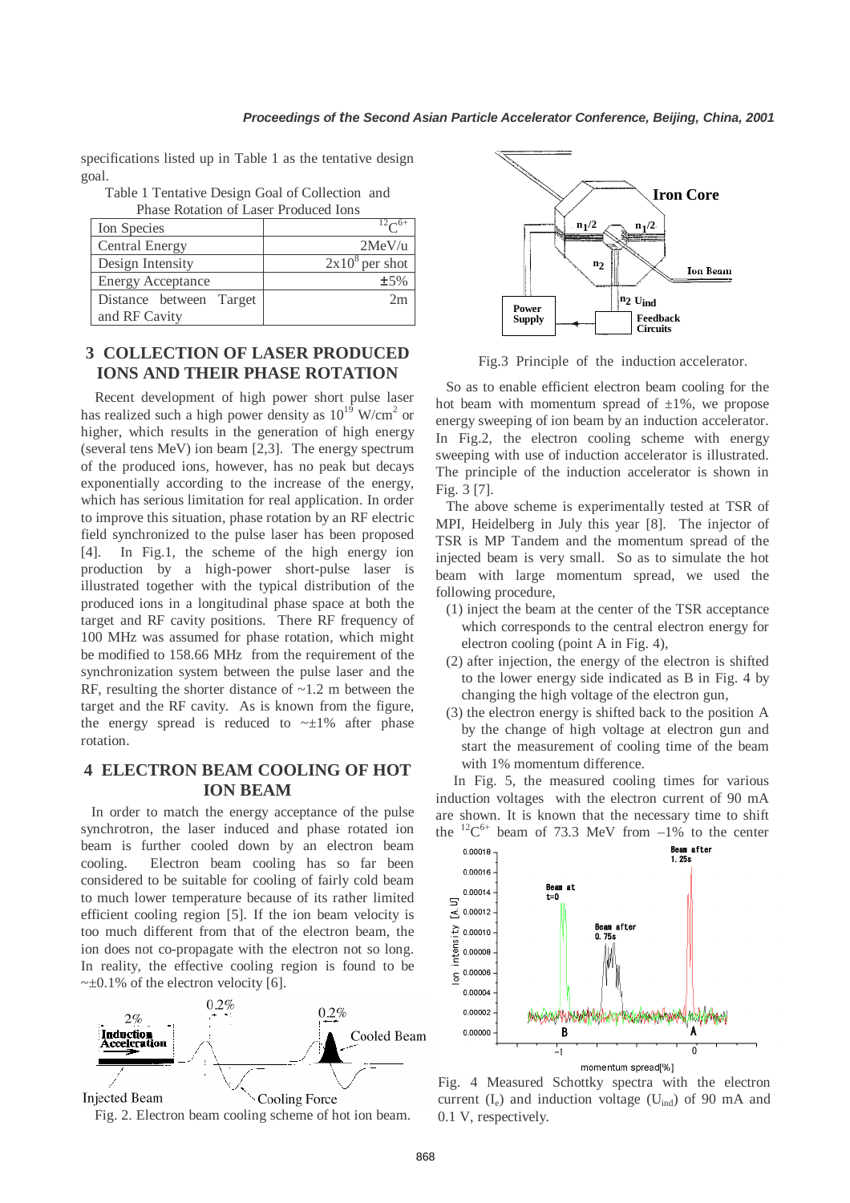specifications listed up in Table 1 as the tentative design goal.

Table 1 Tentative Design Goal of Collection and Phase Rotation of Laser Produced Ions

| Ion Species | $^{12}C^{6+}$ |
|---|---|
| Central Energy | 2MeV/u |
| Design Intensity | $2x10^8$ per shot |
| Energy Acceptance | ±5% |
| Distance between Target and RF Cavity | 2m |

## 3 COLLECTION OF LASER PRODUCED IONS AND THEIR PHASE ROTATION

Recent development of high power short pulse laser has realized such a high power density as $10^{19}$ W/cm$^2$ or higher, which results in the generation of high energy (several tens MeV) ion beam [2,3]. The energy spectrum of the produced ions, however, has no peak but decays exponentially according to the increase of the energy, which has serious limitation for real application. In order to improve this situation, phase rotation by an RF electric field synchronized to the pulse laser has been proposed [4]. In Fig.1, the scheme of the high energy ion production by a high-power short-pulse laser is illustrated together with the typical distribution of the produced ions in a longitudinal phase space at both the target and RF cavity positions. There RF frequency of 100 MHz was assumed for phase rotation, which might be modified to 158.66 MHz from the requirement of the synchronization system between the pulse laser and the RF, resulting the shorter distance of ~1.2 m between the target and the RF cavity. As is known from the figure, the energy spread is reduced to ~±1% after phase rotation.

## 4 ELECTRON BEAM COOLING OF HOT ION BEAM

In order to match the energy acceptance of the pulse synchrotron, the laser induced and phase rotated ion beam is further cooled down by an electron beam cooling. Electron beam cooling has so far been considered to be suitable for cooling of fairly cold beam to much lower temperature because of its rather limited efficient cooling region [5]. If the ion beam velocity is too much different from that of the electron beam, the ion does not co-propagate with the electron not so long. In reality, the effective cooling region is found to be ~±0.1% of the electron velocity [6].

Fig. 2. Electron beam cooling scheme of hot ion beam.

Fig.3 Principle of the induction accelerator.

So as to enable efficient electron beam cooling for the hot beam with momentum spread of ±1%, we propose energy sweeping of ion beam by an induction accelerator. In Fig.2, the electron cooling scheme with energy sweeping with use of induction accelerator is illustrated. The principle of the induction accelerator is shown in Fig. 3 [7].

The above scheme is experimentally tested at TSR of MPI, Heidelberg in July this year [8]. The injector of TSR is MP Tandem and the momentum spread of the injected beam is very small. So as to simulate the hot beam with large momentum spread, we used the following procedure,

1. inject the beam at the center of the TSR acceptance which corresponds to the central electron energy for electron cooling (point A in Fig. 4),
2. after injection, the energy of the electron is shifted to the lower energy side indicated as B in Fig. 4 by changing the high voltage of the electron gun,
3. the electron energy is shifted back to the position A by the change of high voltage at electron gun and start the measurement of cooling time of the beam with 1% momentum difference.

In Fig. 5, the measured cooling times for various induction voltages with the electron current of 90 mA are shown. It is known that the necessary time to shift the $^{12}C^{6+}$ beam of 73.3 MeV from –1% to the center

Fig. 4 Measured Schottky spectra with the electron current ($I_e$) and induction voltage ($U_{ind}$) of 90 mA and 0.1 V, respectively.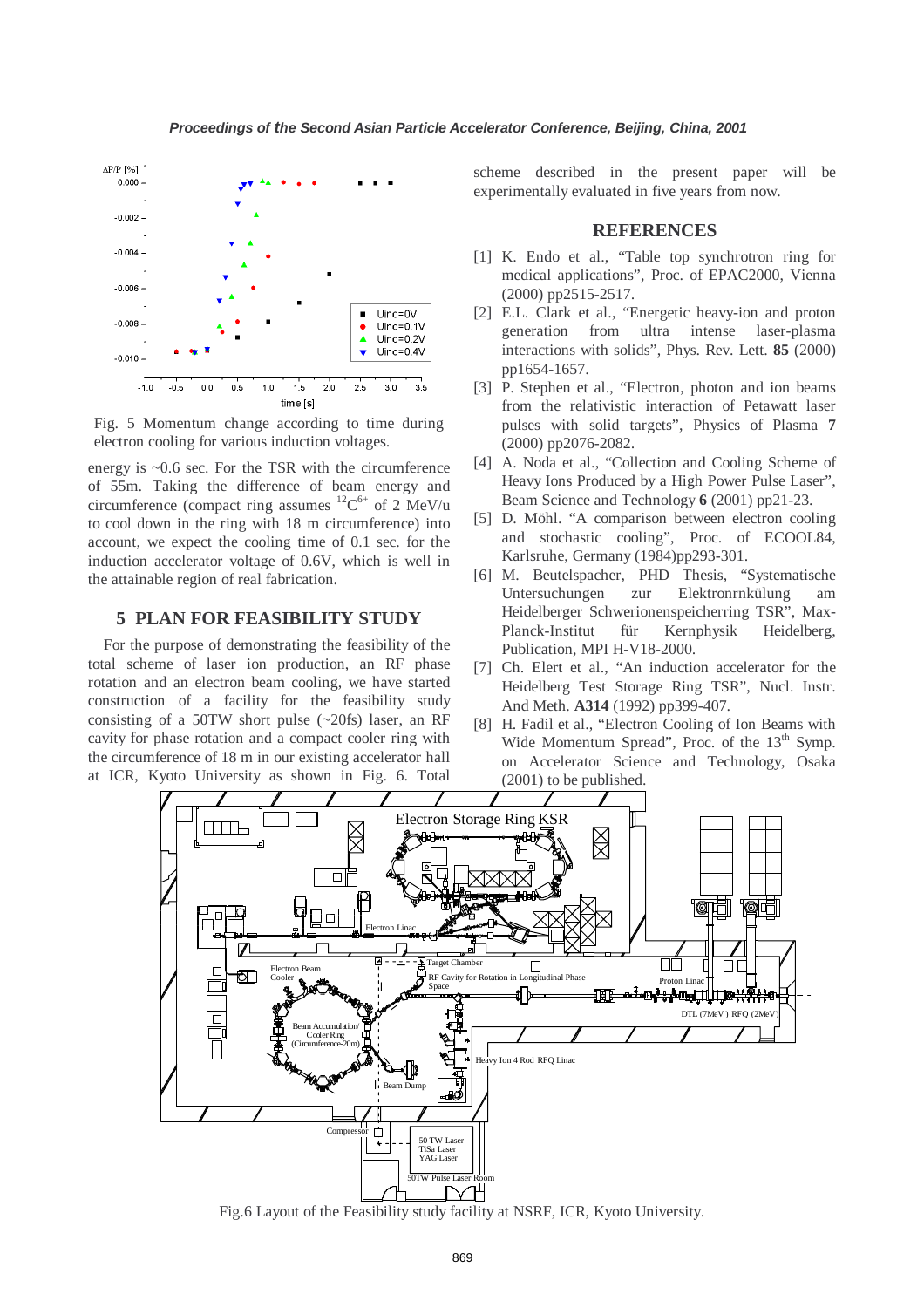ΔP/P [%]
0.000
-0.002
-0.004
-0.006
-0.008
-0.010
-1.0 -0.5 0.0 0.5 1.0 1.5 2.0 2.5 3.0 3.5
time [s]
Uind=0V
Uind=0.1V
Uind=0.2V
Uind=0.4V

Fig. 5 Momentum change according to time during electron cooling for various induction voltages.

energy is ~0.6 sec. For the TSR with the circumference of 55m. Taking the difference of beam energy and circumference (compact ring assumes $^{12}C^{6+}$ of 2 MeV/u to cool down in the ring with 18 m circumference) into account, we expect the cooling time of 0.1 sec. for the induction accelerator voltage of 0.6V, which is well in the attainable region of real fabrication.

## 5 PLAN FOR FEASIBILITY STUDY

For the purpose of demonstrating the feasibility of the total scheme of laser ion production, an RF phase rotation and an electron beam cooling, we have started construction of a facility for the feasibility study consisting of a 50TW short pulse (~20fs) laser, an RF cavity for phase rotation and a compact cooler ring with the circumference of 18 m in our existing accelerator hall at ICR, Kyoto University as shown in Fig. 6. Total scheme described in the present paper will be experimentally evaluated in five years from now.

## REFERENCES

[1] K. Endo et al., "Table top synchrotron ring for medical applications", Proc. of EPAC2000, Vienna (2000) pp2515-2517.

[2] E.L. Clark et al., "Energetic heavy-ion and proton generation from ultra intense laser-plasma interactions with solids", Phys. Rev. Lett. **85** (2000) pp1654-1657.

[3] P. Stephen et al., "Electron, photon and ion beams from the relativistic interaction of Petawatt laser pulses with solid targets", Physics of Plasma **7** (2000) pp2076-2082.

[4] A. Noda et al., "Collection and Cooling Scheme of Heavy Ions Produced by a High Power Pulse Laser", Beam Science and Technology **6** (2001) pp21-23.

[5] D. Möhl. "A comparison between electron cooling and stochastic cooling", Proc. of ECOOL84, Karlsruhe, Germany (1984)pp293-301.

[6] M. Beutelspacher, PHD Thesis, "Systematische Untersuchungen zur Elektronrnkülung am Heidelberger Schwerionenspeicherring TSR", Max-Planck-Institut für Kernphysik Heidelberg, Publication, MPI H-V18-2000.

[7] Ch. Elert et al., "An induction accelerator for the Heidelberg Test Storage Ring TSR", Nucl. Instr. And Meth. **A314** (1992) pp399-407.

[8] H. Fadil et al., "Electron Cooling of Ion Beams with Wide Momentum Spread", Proc. of the 13th Symp. on Accelerator Science and Technology, Osaka (2001) to be published.

Electron Storage Ring KSR
Electron Linac
Target Chamber
Electron Beam Cooler
RF Cavity for Rotation in Longitudinal Phase Space
Proton Linac
DTL (7MeV) RFQ (2MeV)
Beam Accumulation/ Cooler Ring (Circumference-20m)
Heavy Ion 4 Rod RFQ Linac
Beam Dump
Compressor
50 TW Laser
TiSa Laser
YAG Laser
50TW Pulse Laser Room

Fig.6 Layout of the Feasibility study facility at NSRF, ICR, Kyoto University.